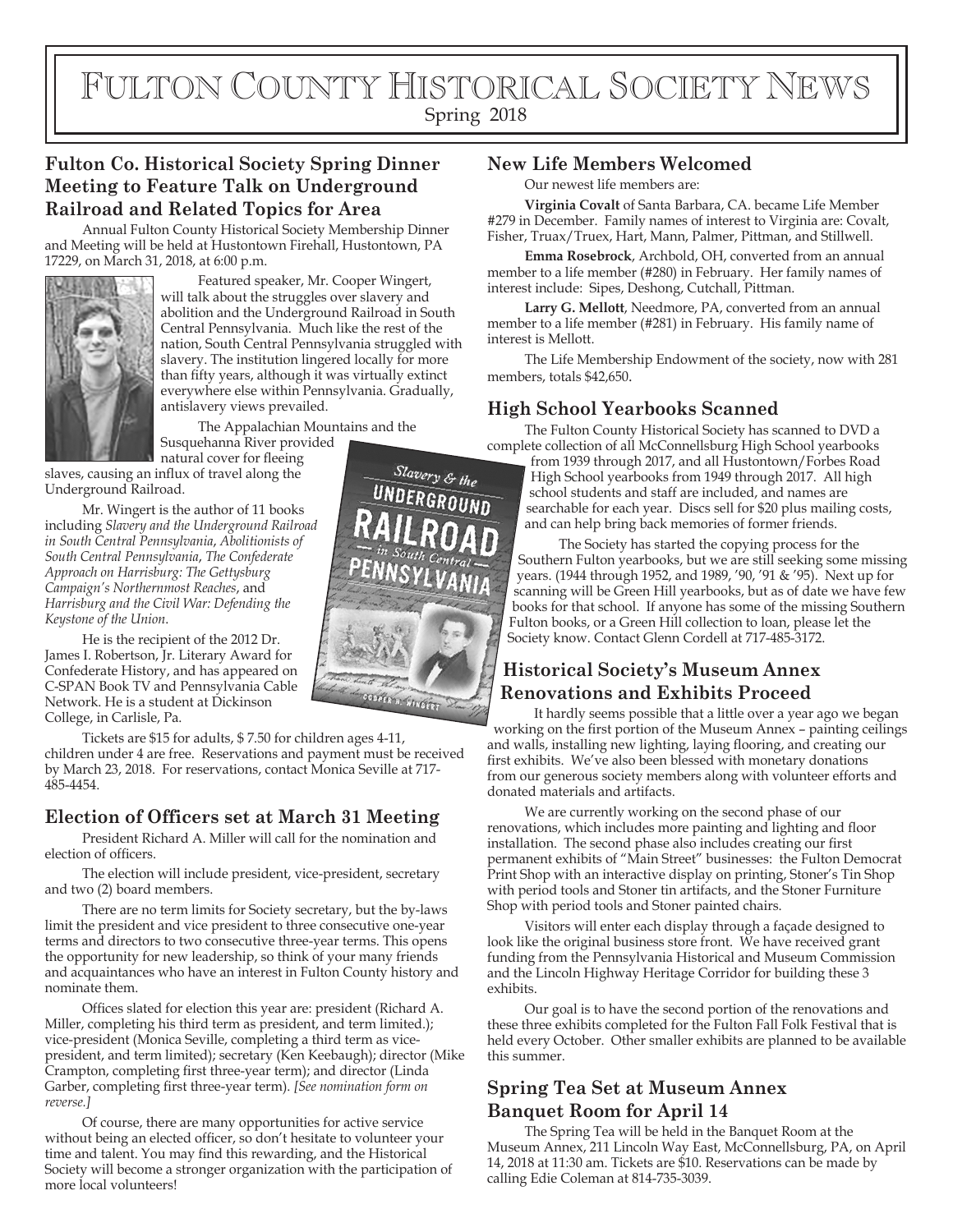# Fulton County Historical Society News

Spring 2018

## Fulton Co. Historical Society Spring Dinner Meeting to Feature Talk on Underground Railroad and Related Topics for Area

Annual Fulton County Historical Society Membership Dinner and Meeting will be held at Hustontown Firehall, Hustontown, PA 17229, on March 31, 2018, at 6:00 p.m.

Featured speaker, Mr. Cooper Wingert, will talk about the struggles over slavery and abolition and the Underground Railroad in South Central Pennsylvania. Much like the rest of the nation, South Central Pennsylvania struggled with slavery. The institution lingered locally for more than fifty years, although it was virtually extinct everywhere else within Pennsylvania. Gradually, antislavery views prevailed.

The Appalachian Mountains and the Susquehanna River provided natural cover for fleeing slaves, causing an influx of travel along the Underground Railroad.

Mr. Wingert is the author of 11 books including *Slavery and the Underground Railroad in South Central Pennsylvania*, *Abolitionists of South Central Pennsylvania*, *The Confederate Approach on Harrisburg: The Gettysburg Campaign's Northernmost Reaches*, and *Harrisburg and the Civil War: Defending the Keystone of the Union*.

He is the recipient of the 2012 Dr. James I. Robertson, Jr. Literary Award for Confederate History, and has appeared on C-SPAN Book TV and Pennsylvania Cable Network. He is a student at Dickinson College, in Carlisle, Pa.

Tickets are $15 for adults, $ 7.50 for children ages 4-11, children under 4 are free. Reservations and payment must be received by March 23, 2018. For reservations, contact Monica Seville at 717-485-4454.

## Election of Officers set at March 31 Meeting

President Richard A. Miller will call for the nomination and election of officers.

The election will include president, vice-president, secretary and two (2) board members.

There are no term limits for Society secretary, but the by-laws limit the president and vice president to three consecutive one-year terms and directors to two consecutive three-year terms. This opens the opportunity for new leadership, so think of your many friends and acquaintances who have an interest in Fulton County history and nominate them.

Offices slated for election this year are: president (Richard A. Miller, completing his third term as president, and term limited.); vice-president (Monica Seville, completing a third term as vice-president, and term limited); secretary (Ken Keebaugh); director (Mike Crampton, completing first three-year term); and director (Linda Garber, completing first three-year term). *[See nomination form on reverse.]*

Of course, there are many opportunities for active service without being an elected officer, so don't hesitate to volunteer your time and talent. You may find this rewarding, and the Historical Society will become a stronger organization with the participation of more local volunteers!

## New Life Members Welcomed

Our newest life members are:

**Virginia Covalt** of Santa Barbara, CA. became Life Member #279 in December. Family names of interest to Virginia are: Covalt, Fisher, Truax/Truex, Hart, Mann, Palmer, Pittman, and Stillwell.

**Emma Rosebrock**, Archbold, OH, converted from an annual member to a life member (#280) in February. Her family names of interest include: Sipes, Deshong, Cutchall, Pittman.

**Larry G. Mellott**, Needmore, PA, converted from an annual member to a life member (#281) in February. His family name of interest is Mellott.

The Life Membership Endowment of the society, now with 281 members, totals $42,650.

## High School Yearbooks Scanned

The Fulton County Historical Society has scanned to DVD a complete collection of all McConnellsburg High School yearbooks from 1939 through 2017, and all Hustontown/Forbes Road High School yearbooks from 1949 through 2017. All high school students and staff are included, and names are searchable for each year. Discs sell for $20 plus mailing costs, and can help bring back memories of former friends.

The Society has started the copying process for the Southern Fulton yearbooks, but we are still seeking some missing years. (1944 through 1952, and 1989, '90, '91 & '95). Next up for scanning will be Green Hill yearbooks, but as of date we have few books for that school. If anyone has some of the missing Southern Fulton books, or a Green Hill collection to loan, please let the Society know. Contact Glenn Cordell at 717-485-3172.

## Historical Society's Museum Annex Renovations and Exhibits Proceed

It hardly seems possible that a little over a year ago we began working on the first portion of the Museum Annex – painting ceilings and walls, installing new lighting, laying flooring, and creating our first exhibits. We've also been blessed with monetary donations from our generous society members along with volunteer efforts and donated materials and artifacts.

We are currently working on the second phase of our renovations, which includes more painting and lighting and floor installation. The second phase also includes creating our first permanent exhibits of "Main Street" businesses: the Fulton Democrat Print Shop with an interactive display on printing, Stoner's Tin Shop with period tools and Stoner tin artifacts, and the Stoner Furniture Shop with period tools and Stoner painted chairs.

Visitors will enter each display through a façade designed to look like the original business store front. We have received grant funding from the Pennsylvania Historical and Museum Commission and the Lincoln Highway Heritage Corridor for building these 3 exhibits.

Our goal is to have the second portion of the renovations and these three exhibits completed for the Fulton Fall Folk Festival that is held every October. Other smaller exhibits are planned to be available this summer.

## Spring Tea Set at Museum Annex Banquet Room for April 14

The Spring Tea will be held in the Banquet Room at the Museum Annex, 211 Lincoln Way East, McConnellsburg, PA, on April 14, 2018 at 11:30 am. Tickets are $10. Reservations can be made by calling Edie Coleman at 814-735-3039.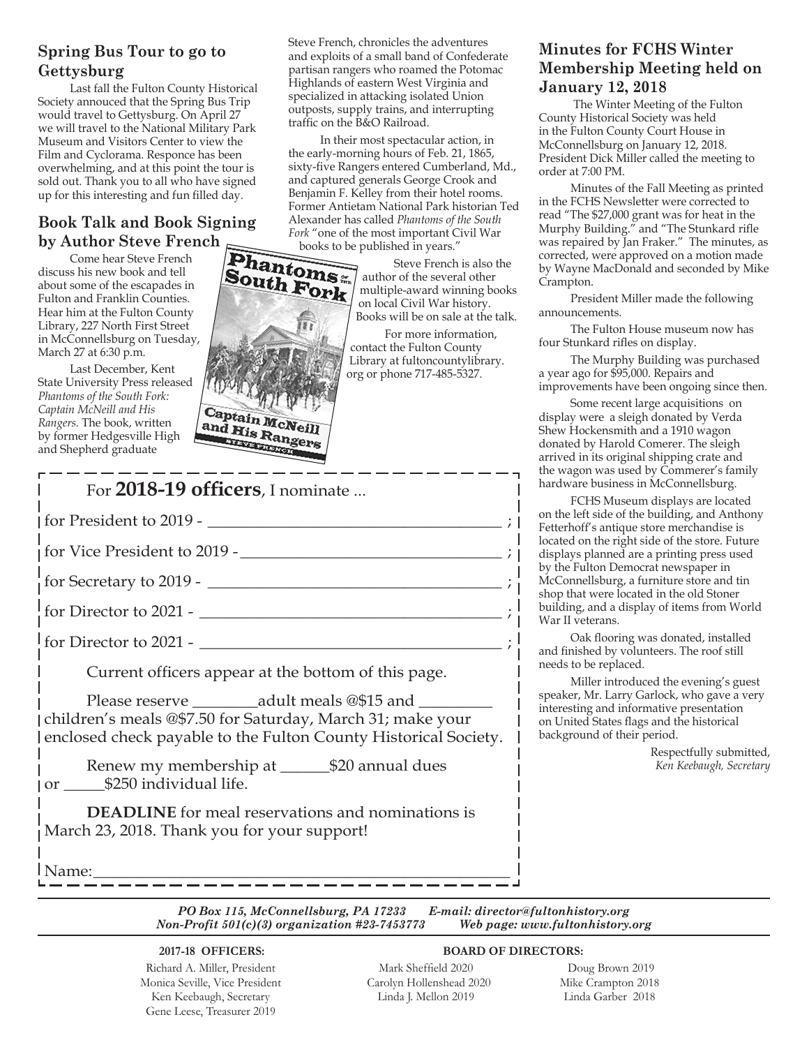## Spring Bus Tour to go to Gettysburg

Last fall the Fulton County Historical Society annouced that the Spring Bus Trip would travel to Gettysburg. On April 27 we will travel to the National Military Park Museum and Visitors Center to view the Film and Cyclorama. Responce has been overwhelming, and at this point the tour is sold out. Thank you to all who have signed up for this interesting and fun filled day.

## Book Talk and Book Signing by Author Steve French

Come hear Steve French discuss his new book and tell about some of the escapades in Fulton and Franklin Counties. Hear him at the Fulton County Library, 227 North First Street in McConnellsburg on Tuesday, March 27 at 6:30 p.m.

Last December, Kent State University Press released *Phantoms of the South Fork: Captain McNeill and His Rangers.* The book, written by former Hedgesville High and Shepherd graduate Steve French, chronicles the adventures and exploits of a small band of Confederate partisan rangers who roamed the Potomac Highlands of eastern West Virginia and specialized in attacking isolated Union outposts, supply trains, and interrupting traffic on the B&O Railroad.

In their most spectacular action, in the early-morning hours of Feb. 21, 1865, sixty-five Rangers entered Cumberland, Md., and captured generals George Crook and Benjamin F. Kelley from their hotel rooms. Former Antietam National Park historian Ted Alexander has called *Phantoms of the South Fork* "one of the most important Civil War books to be published in years."

Steve French is also the author of the several other multiple-award winning books on local Civil War history. Books will be on sale at the talk.

For more information, contact the Fulton County Library at fultoncountylibrary.org or phone 717-485-5327.

For **2018-19 officers**, I nominate ...

for President to 2019 - ______________________________________ ;

for Vice President to 2019 - _________________________________ ;

for Secretary to 2019 - ______________________________________ ;

for Director to 2021 - _______________________________________ ;

for Director to 2021 - _______________________________________ ;

Current officers appear at the bottom of this page.

Please reserve ________adult meals @$15 and _________ children's meals @$7.50 for Saturday, March 31; make your enclosed check payable to the Fulton County Historical Society.

Renew my membership at ______$20 annual dues or _____$250 individual life.

**DEADLINE** for meal reservations and nominations is March 23, 2018. Thank you for your support!

Name:_____________________________________________________

## Minutes for FCHS Winter Membership Meeting held on January 12, 2018

The Winter Meeting of the Fulton County Historical Society was held in the Fulton County Court House in McConnellsburg on January 12, 2018. President Dick Miller called the meeting to order at 7:00 PM.

Minutes of the Fall Meeting as printed in the FCHS Newsletter were corrected to read "The $27,000 grant was for heat in the Murphy Building." and "The Stunkard rifle was repaired by Jan Fraker." The minutes, as corrected, were approved on a motion made by Wayne MacDonald and seconded by Mike Crampton.

President Miller made the following announcements.

The Fulton House museum now has four Stunkard rifles on display.

The Murphy Building was purchased a year ago for $95,000. Repairs and improvements have been ongoing since then.

Some recent large acquisitions on display were a sleigh donated by Verda Shew Hockensmith and a 1910 wagon donated by Harold Comerer. The sleigh arrived in its original shipping crate and the wagon was used by Commerer's family hardware business in McConnellsburg.

FCHS Museum displays are located on the left side of the building, and Anthony Fetterhoff's antique store merchandise is located on the right side of the store. Future displays planned are a printing press used by the Fulton Democrat newspaper in McConnellsburg, a furniture store and tin shop that were located in the old Stoner building, and a display of items from World War II veterans.

Oak flooring was donated, installed and finished by volunteers. The roof still needs to be replaced.

Miller introduced the evening's guest speaker, Mr. Larry Garlock, who gave a very interesting and informative presentation on United States flags and the historical background of their period.

Respectfully submitted,
*Ken Keebaugh, Secretary*

*PO Box 115, McConnellsburg, PA 17233 E-mail: director@fultonhistory.org*
*Non-Profit 501(c)(3) organization #23-7453773 Web page: www.fultonhistory.org*

**2017-18 OFFICERS:**

Richard A. Miller, President
Monica Seville, Vice President
Ken Keebaugh, Secretary
Gene Leese, Treasurer 2019

**BOARD OF DIRECTORS:**

Mark Sheffield 2020
Carolyn Hollenshead 2020
Linda J. Mellon 2019
Doug Brown 2019
Mike Crampton 2018
Linda Garber 2018